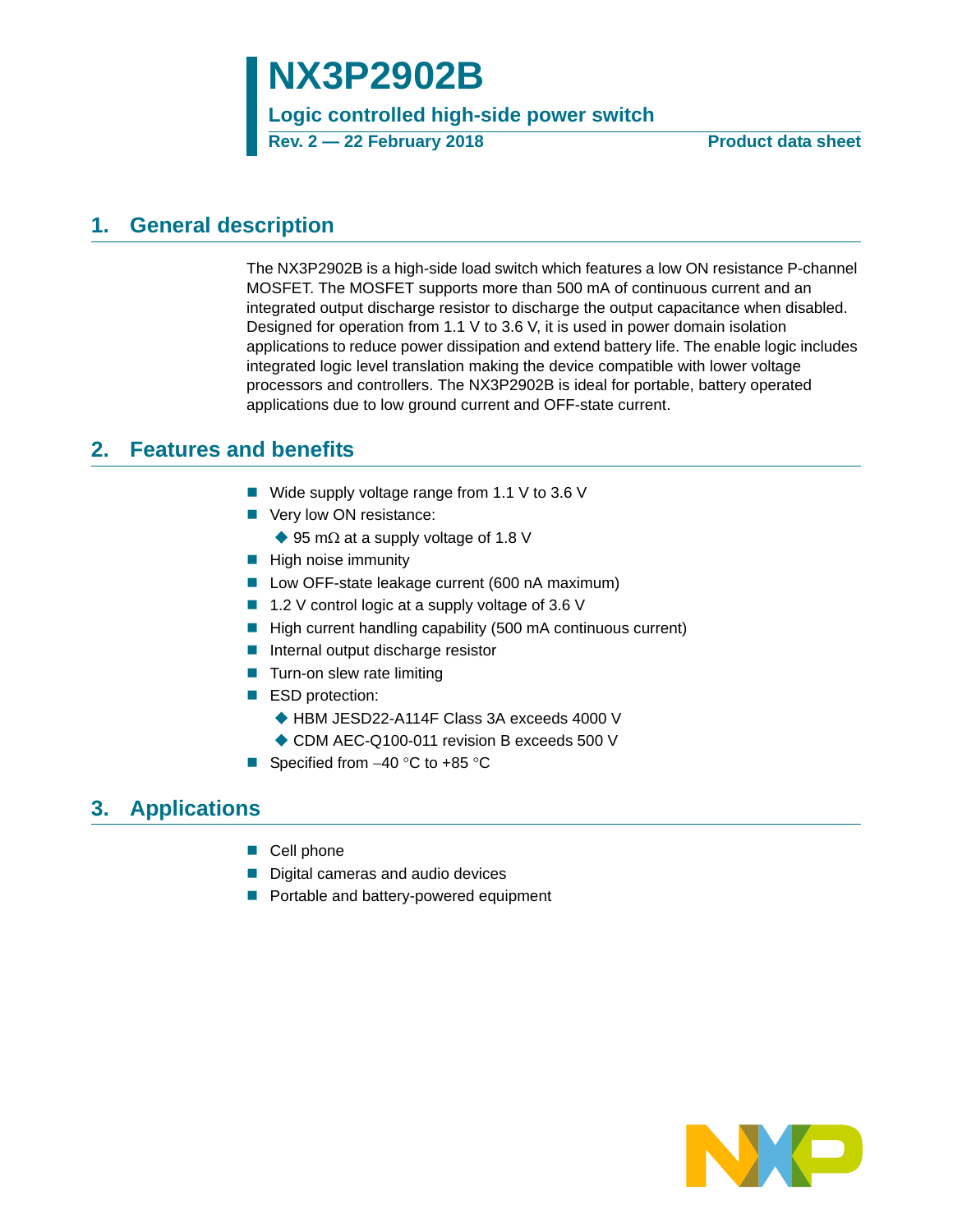# NX3P2902B

**Logic controlled high-side power switch**

**Rev. 2 — 22 February 2018** **Product data sheet**

## 1. General description

The NX3P2902B is a high-side load switch which features a low ON resistance P-channel MOSFET. The MOSFET supports more than 500 mA of continuous current and an integrated output discharge resistor to discharge the output capacitance when disabled. Designed for operation from 1.1 V to 3.6 V, it is used in power domain isolation applications to reduce power dissipation and extend battery life. The enable logic includes integrated logic level translation making the device compatible with lower voltage processors and controllers. The NX3P2902B is ideal for portable, battery operated applications due to low ground current and OFF-state current.

## 2. Features and benefits

- Wide supply voltage range from 1.1 V to 3.6 V
- Very low ON resistance:
  - 95 mΩ at a supply voltage of 1.8 V
- High noise immunity
- Low OFF-state leakage current (600 nA maximum)
- 1.2 V control logic at a supply voltage of 3.6 V
- High current handling capability (500 mA continuous current)
- Internal output discharge resistor
- Turn-on slew rate limiting
- ESD protection:
  - HBM JESD22-A114F Class 3A exceeds 4000 V
  - CDM AEC-Q100-011 revision B exceeds 500 V
- Specified from −40 °C to +85 °C

## 3. Applications

- Cell phone
- Digital cameras and audio devices
- Portable and battery-powered equipment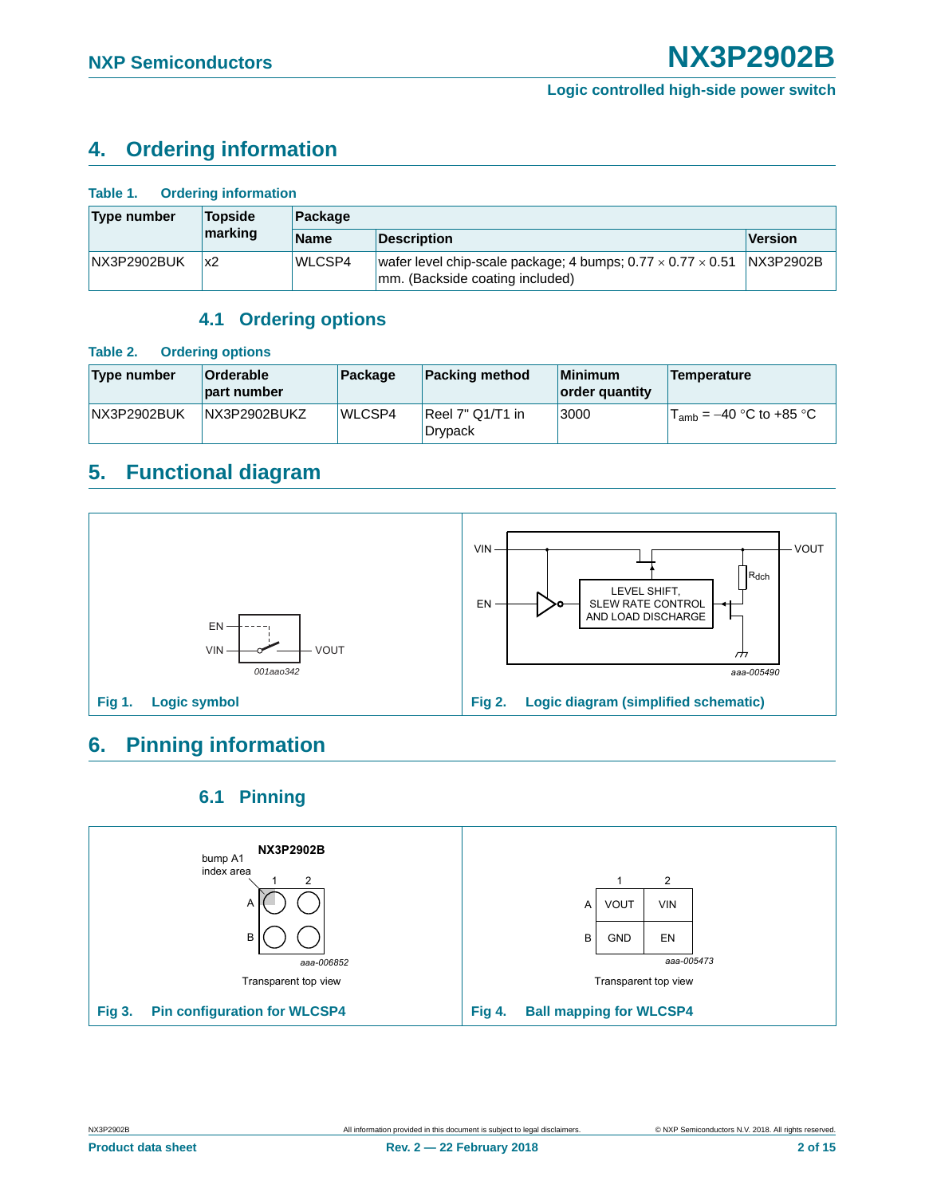## 4. Ordering information

**Table 1. Ordering information**

| Type number | Topside marking | Package | | |
|---|---|---|---|---|
| | | Name | Description | Version |
| NX3P2902BUK | x2 | WLCSP4 | wafer level chip-scale package; 4 bumps; 0.77 × 0.77 × 0.51 mm. (Backside coating included) | NX3P2902B |

### 4.1 Ordering options

**Table 2. Ordering options**

| Type number | Orderable part number | Package | Packing method | Minimum order quantity | Temperature |
|---|---|---|---|---|---|
| NX3P2902BUK | NX3P2902BUKZ | WLCSP4 | Reel 7" Q1/T1 in Drypack | 3000 | $T_{amb}$ = −40 °C to +85 °C |

## 5. Functional diagram

Fig 1. Logic symbol

Fig 2. Logic diagram (simplified schematic)

## 6. Pinning information

### 6.1 Pinning

Fig 3. Pin configuration for WLCSP4

Fig 4. Ball mapping for WLCSP4

| | 1 | 2 |
|---|---|---|
| A | VOUT | VIN |
| B | GND | EN |

Transparent top view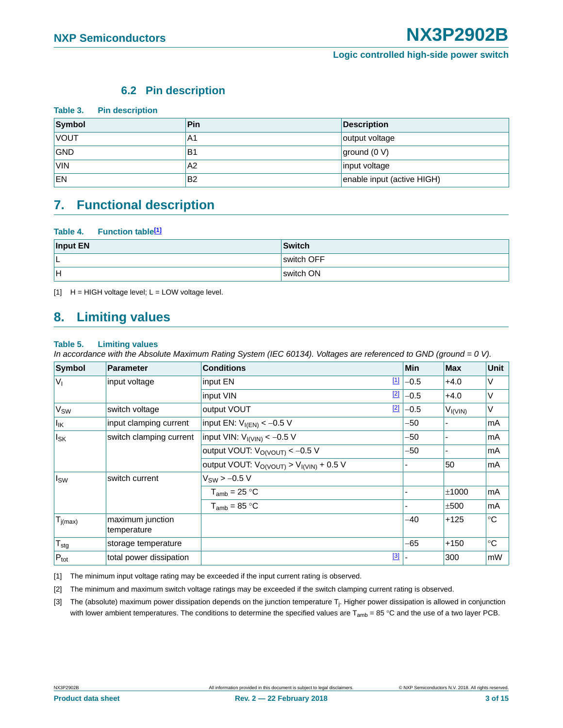### 6.2 Pin description

**Table 3. Pin description**

| Symbol | Pin | Description |
|---|---|---|
| VOUT | A1 | output voltage |
| GND | B1 | ground (0 V) |
| VIN | A2 | input voltage |
| EN | B2 | enable input (active HIGH) |

## 7. Functional description

**Table 4. Function table[1]**

| Input EN | Switch |
|---|---|
| L | switch OFF |
| H | switch ON |

[1] H = HIGH voltage level; L = LOW voltage level.

## 8. Limiting values

**Table 5. Limiting values**

*In accordance with the Absolute Maximum Rating System (IEC 60134). Voltages are referenced to GND (ground = 0 V).*

| Symbol | Parameter | Conditions | | Min | Max | Unit |
|---|---|---|---|---|---|---|
| $V_I$ | input voltage | input EN | [1] | −0.5 | +4.0 | V |
| | | input VIN | [2] | −0.5 | +4.0 | V |
| $V_{SW}$ | switch voltage | output VOUT | [2] | −0.5 | $V_{I(VIN)}$ | V |
| $I_{IK}$ | input clamping current | input EN: $V_{I(EN)} < -0.5$ V | | −50 | - | mA |
| $I_{SK}$ | switch clamping current | input VIN: $V_{I(VIN)} < -0.5$ V | | −50 | - | mA |
| | | output VOUT: $V_{O(VOUT)} < -0.5$ V | | −50 | - | mA |
| | | output VOUT: $V_{O(VOUT)} > V_{I(VIN)} + 0.5$ V | | - | 50 | mA |
| $I_{SW}$ | switch current | $V_{SW} > -0.5$ V | | | | |
| | | $T_{amb} = 25$ °C | | - | ±1000 | mA |
| | | $T_{amb} = 85$ °C | | - | ±500 | mA |
| $T_{j(max)}$ | maximum junction temperature | | | −40 | +125 | °C |
| $T_{stg}$ | storage temperature | | | −65 | +150 | °C |
| $P_{tot}$ | total power dissipation | | [3] | - | 300 | mW |

[1] The minimum input voltage rating may be exceeded if the input current rating is observed.

[2] The minimum and maximum switch voltage ratings may be exceeded if the switch clamping current rating is observed.

[3] The (absolute) maximum power dissipation depends on the junction temperature $T_j$. Higher power dissipation is allowed in conjunction with lower ambient temperatures. The conditions to determine the specified values are $T_{amb} = 85$ °C and the use of a two layer PCB.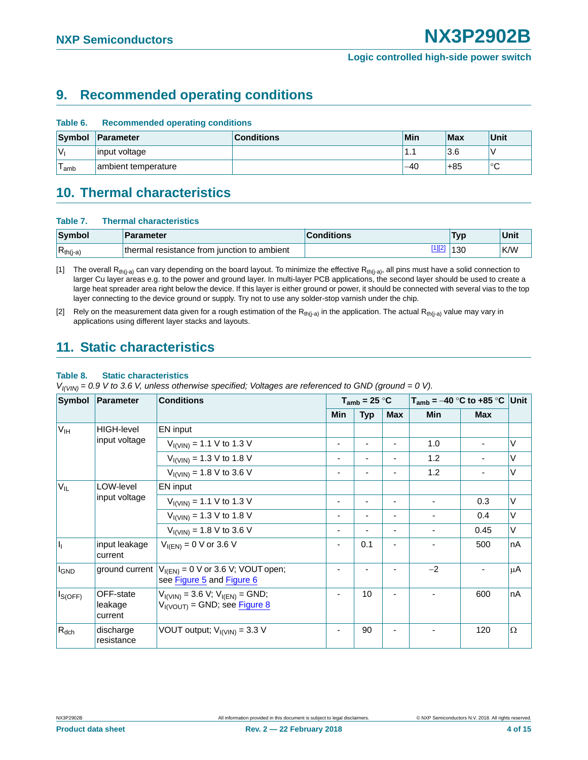## 9. Recommended operating conditions

**Table 6. Recommended operating conditions**

| Symbol | Parameter | Conditions | Min | Max | Unit |
|---|---|---|---|---|---|
| $V_I$ | input voltage | | 1.1 | 3.6 | V |
| $T_{amb}$ | ambient temperature | | −40 | +85 | °C |

## 10. Thermal characteristics

**Table 7. Thermal characteristics**

| Symbol | Parameter | Conditions | Typ | Unit |
|---|---|---|---|---|
| $R_{th(j-a)}$ | thermal resistance from junction to ambient | [1][2] | 130 | K/W |

[1] The overall $R_{th(j-a)}$ can vary depending on the board layout. To minimize the effective $R_{th(j-a)}$, all pins must have a solid connection to larger Cu layer areas e.g. to the power and ground layer. In multi-layer PCB applications, the second layer should be used to create a large heat spreader area right below the device. If this layer is either ground or power, it should be connected with several vias to the top layer connecting to the device ground or supply. Try not to use any solder-stop varnish under the chip.

[2] Rely on the measurement data given for a rough estimation of the $R_{th(j-a)}$ in the application. The actual $R_{th(j-a)}$ value may vary in applications using different layer stacks and layouts.

## 11. Static characteristics

**Table 8. Static characteristics**

*$V_{I(VIN)}$ = 0.9 V to 3.6 V, unless otherwise specified; Voltages are referenced to GND (ground = 0 V).*

| Symbol | Parameter | Conditions | $T_{amb}$ = 25 °C | | | $T_{amb}$ = −40 °C to +85 °C | | Unit |
|---|---|---|---|---|---|---|---|---|
| | | | Min | Typ | Max | Min | Max | |
| $V_{IH}$ | HIGH-level input voltage | EN input | | | | | | |
| | | $V_{I(VIN)}$ = 1.1 V to 1.3 V | - | - | - | 1.0 | - | V |
| | | $V_{I(VIN)}$ = 1.3 V to 1.8 V | - | - | - | 1.2 | - | V |
| | | $V_{I(VIN)}$ = 1.8 V to 3.6 V | - | - | - | 1.2 | - | V |
| $V_{IL}$ | LOW-level input voltage | EN input | | | | | | |
| | | $V_{I(VIN)}$ = 1.1 V to 1.3 V | - | - | - | - | 0.3 | V |
| | | $V_{I(VIN)}$ = 1.3 V to 1.8 V | - | - | - | - | 0.4 | V |
| | | $V_{I(VIN)}$ = 1.8 V to 3.6 V | - | - | - | - | 0.45 | V |
| $I_I$ | input leakage current | $V_{I(EN)}$ = 0 V or 3.6 V | - | 0.1 | - | - | 500 | nA |
| $I_{GND}$ | ground current | $V_{I(EN)}$ = 0 V or 3.6 V; VOUT open; see Figure 5 and Figure 6 | - | - | - | −2 | - | μA |
| $I_{S(OFF)}$ | OFF-state leakage current | $V_{I(VIN)}$ = 3.6 V; $V_{I(EN)}$ = GND; $V_{I(VOUT)}$ = GND; see Figure 8 | - | 10 | - | - | 600 | nA |
| $R_{dch}$ | discharge resistance | VOUT output; $V_{I(VIN)}$ = 3.3 V | - | 90 | - | - | 120 | Ω |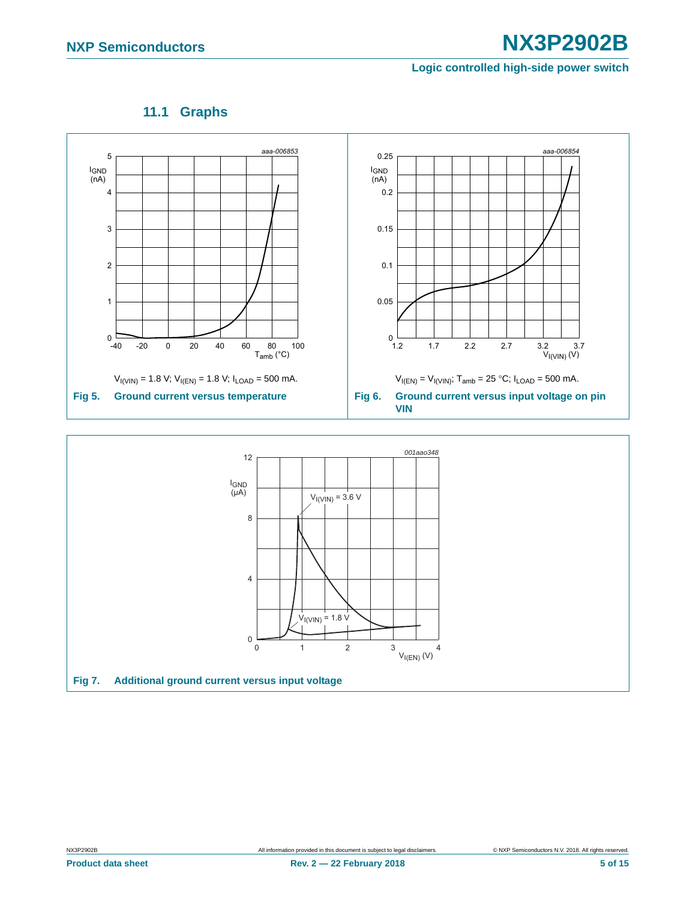### 11.1 Graphs

$V_{I(VIN)}$ = 1.8 V; $V_{I(EN)}$ = 1.8 V; $I_{LOAD}$ = 500 mA.

**Fig 5. Ground current versus temperature**

$V_{I(EN)} = V_{I(VIN)}$; $T_{amb}$ = 25 °C; $I_{LOAD}$ = 500 mA.

**Fig 6. Ground current versus input voltage on pin VIN**

**Fig 7. Additional ground current versus input voltage**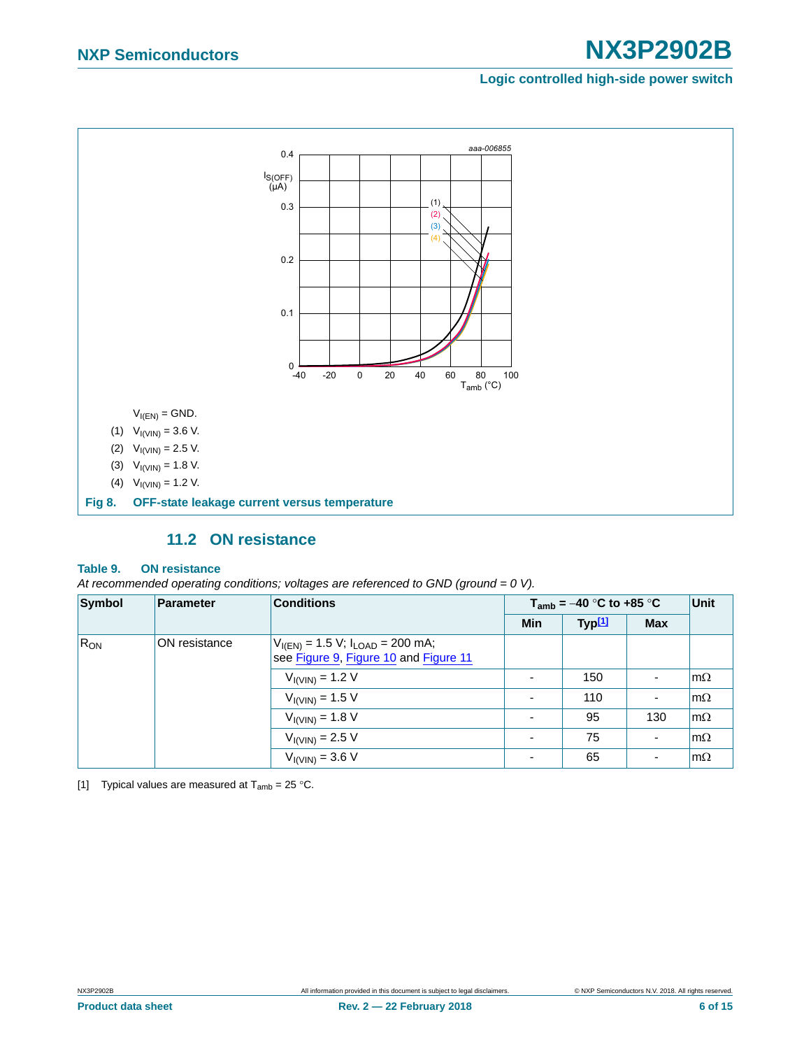$V_{I(EN)}$ = GND.

(1) $V_{I(VIN)}$ = 3.6 V.

(2) $V_{I(VIN)}$ = 2.5 V.

(3) $V_{I(VIN)}$ = 1.8 V.

(4) $V_{I(VIN)}$ = 1.2 V.

**Fig 8. OFF-state leakage current versus temperature**

### 11.2 ON resistance

**Table 9. ON resistance**

*At recommended operating conditions; voltages are referenced to GND (ground = 0 V).*

| Symbol | Parameter | Conditions | $T_{amb}$ = −40 °C to +85 °C | | | Unit |
|---|---|---|---|---|---|---|
| | | | Min | Typ[1] | Max | |
| $R_{ON}$ | ON resistance | $V_{I(EN)}$ = 1.5 V; $I_{LOAD}$ = 200 mA; see Figure 9, Figure 10 and Figure 11 | | | | |
| | | $V_{I(VIN)}$ = 1.2 V | - | 150 | - | mΩ |
| | | $V_{I(VIN)}$ = 1.5 V | - | 110 | - | mΩ |
| | | $V_{I(VIN)}$ = 1.8 V | - | 95 | 130 | mΩ |
| | | $V_{I(VIN)}$ = 2.5 V | - | 75 | - | mΩ |
| | | $V_{I(VIN)}$ = 3.6 V | - | 65 | - | mΩ |

[1] Typical values are measured at $T_{amb}$ = 25 °C.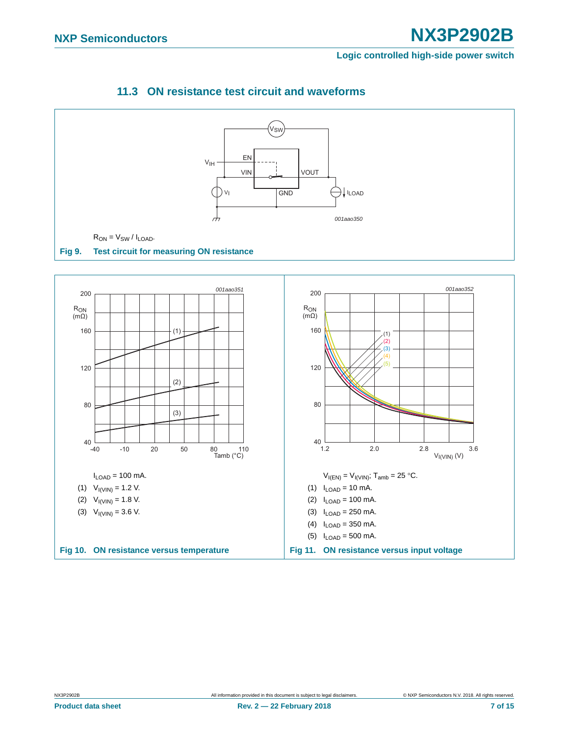### 11.3 ON resistance test circuit and waveforms

$R_{ON} = V_{SW} / I_{LOAD}$.

**Fig 9. Test circuit for measuring ON resistance**

$I_{LOAD}$ = 100 mA.

(1) $V_{I(VIN)}$ = 1.2 V.

(2) $V_{I(VIN)}$ = 1.8 V.

(3) $V_{I(VIN)}$ = 3.6 V.

**Fig 10. ON resistance versus temperature**

$V_{I(EN)} = V_{I(VIN)}$; $T_{amb}$ = 25 °C.

(1) $I_{LOAD}$ = 10 mA.

(2) $I_{LOAD}$ = 100 mA.

(3) $I_{LOAD}$ = 250 mA.

(4) $I_{LOAD}$ = 350 mA.

(5) $I_{LOAD}$ = 500 mA.

**Fig 11. ON resistance versus input voltage**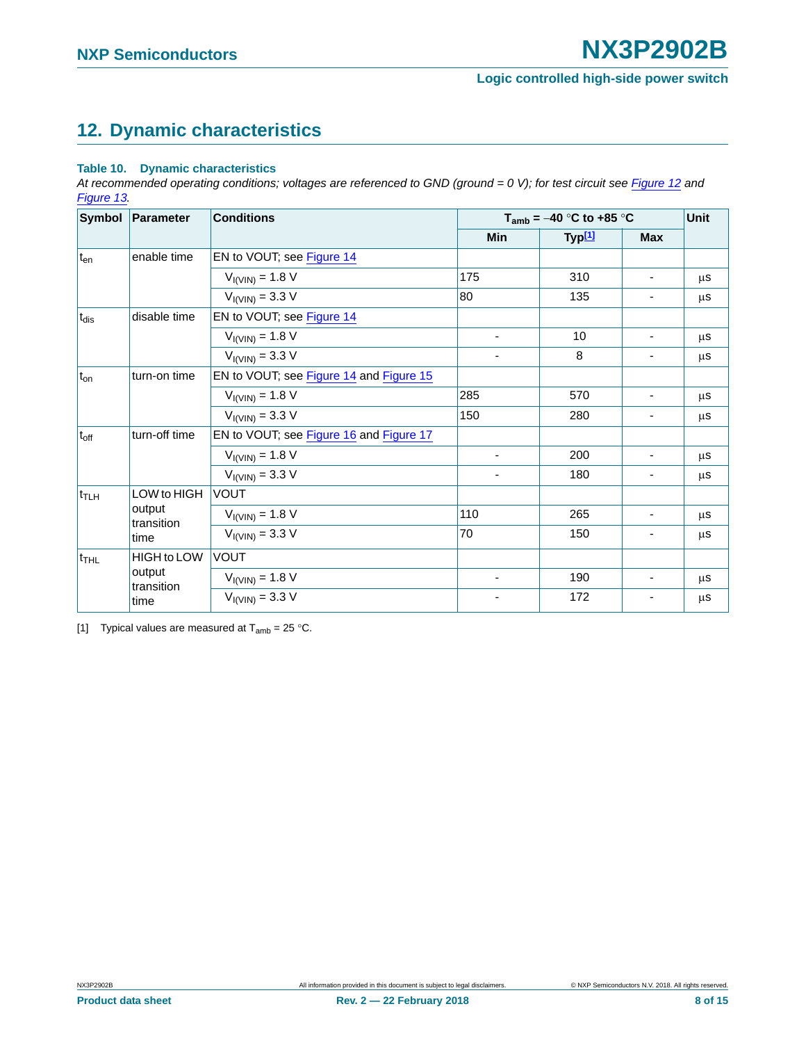## 12. Dynamic characteristics

**Table 10. Dynamic characteristics**

*At recommended operating conditions; voltages are referenced to GND (ground = 0 V); for test circuit see Figure 12 and Figure 13.*

| Symbol | Parameter | Conditions | $T_{amb}$ = −40 °C to +85 °C | | | Unit |
|---|---|---|---|---|---|---|
| | | | Min | Typ[1] | Max | |
| $t_{en}$ | enable time | EN to VOUT; see Figure 14 | | | | |
| | | $V_{I(VIN)}$ = 1.8 V | 175 | 310 | - | µs |
| | | $V_{I(VIN)}$ = 3.3 V | 80 | 135 | - | µs |
| $t_{dis}$ | disable time | EN to VOUT; see Figure 14 | | | | |
| | | $V_{I(VIN)}$ = 1.8 V | - | 10 | - | µs |
| | | $V_{I(VIN)}$ = 3.3 V | - | 8 | - | µs |
| $t_{on}$ | turn-on time | EN to VOUT; see Figure 14 and Figure 15 | | | | |
| | | $V_{I(VIN)}$ = 1.8 V | 285 | 570 | - | µs |
| | | $V_{I(VIN)}$ = 3.3 V | 150 | 280 | - | µs |
| $t_{off}$ | turn-off time | EN to VOUT; see Figure 16 and Figure 17 | | | | |
| | | $V_{I(VIN)}$ = 1.8 V | - | 200 | - | µs |
| | | $V_{I(VIN)}$ = 3.3 V | - | 180 | - | µs |
| $t_{TLH}$ | LOW to HIGH output transition time | VOUT | | | | |
| | | $V_{I(VIN)}$ = 1.8 V | 110 | 265 | - | µs |
| | | $V_{I(VIN)}$ = 3.3 V | 70 | 150 | - | µs |
| $t_{THL}$ | HIGH to LOW output transition time | VOUT | | | | |
| | | $V_{I(VIN)}$ = 1.8 V | - | 190 | - | µs |
| | | $V_{I(VIN)}$ = 3.3 V | - | 172 | - | µs |

[1] Typical values are measured at $T_{amb}$ = 25 °C.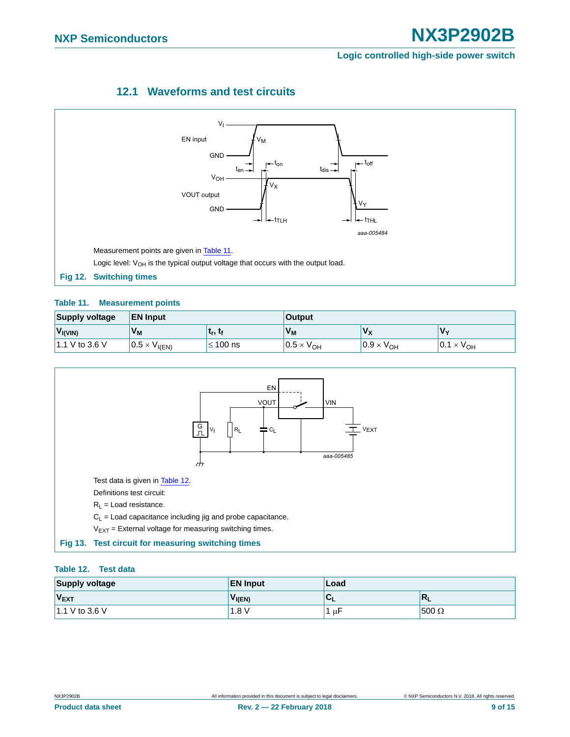### 12.1 Waveforms and test circuits

Measurement points are given in Table 11.

Logic level: $V_{OH}$ is the typical output voltage that occurs with the output load.

**Fig 12. Switching times**

**Table 11. Measurement points**

| Supply voltage | EN Input | | Output | | |
|---|---|---|---|---|---|
| $V_{I(VIN)}$ | $V_M$ | $t_r$, $t_f$ | $V_M$ | $V_X$ | $V_Y$ |
| 1.1 V to 3.6 V | $0.5 \times V_{I(EN)}$ | ≤ 100 ns | $0.5 \times V_{OH}$ | $0.9 \times V_{OH}$ | $0.1 \times V_{OH}$ |

Test data is given in Table 12.

Definitions test circuit:

$R_L$ = Load resistance.

$C_L$ = Load capacitance including jig and probe capacitance.

$V_{EXT}$ = External voltage for measuring switching times.

**Fig 13. Test circuit for measuring switching times**

**Table 12. Test data**

| Supply voltage | EN Input | Load | |
|---|---|---|---|
| $V_{EXT}$ | $V_{I(EN)}$ | $C_L$ | $R_L$ |
| 1.1 V to 3.6 V | 1.8 V | 1 μF | 500 Ω |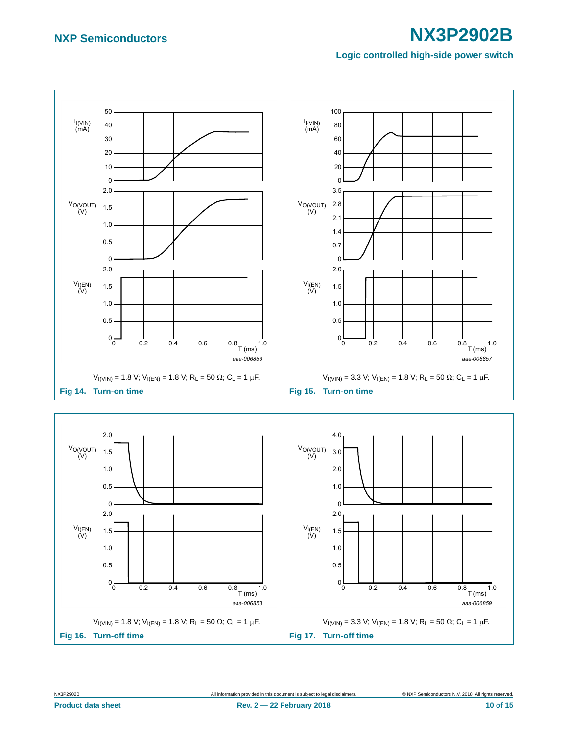$V_{I(VIN)}$ = 1.8 V; $V_{I(EN)}$ = 1.8 V; $R_L$ = 50 Ω; $C_L$ = 1 μF.

**Fig 14. Turn-on time**

$V_{I(VIN)}$ = 3.3 V; $V_{I(EN)}$ = 1.8 V; $R_L$ = 50 Ω; $C_L$ = 1 μF.

**Fig 15. Turn-on time**

$V_{I(VIN)}$ = 1.8 V; $V_{I(EN)}$ = 1.8 V; $R_L$ = 50 Ω; $C_L$ = 1 μF.

**Fig 16. Turn-off time**

$V_{I(VIN)}$ = 3.3 V; $V_{I(EN)}$ = 1.8 V; $R_L$ = 50 Ω; $C_L$ = 1 μF.

**Fig 17. Turn-off time**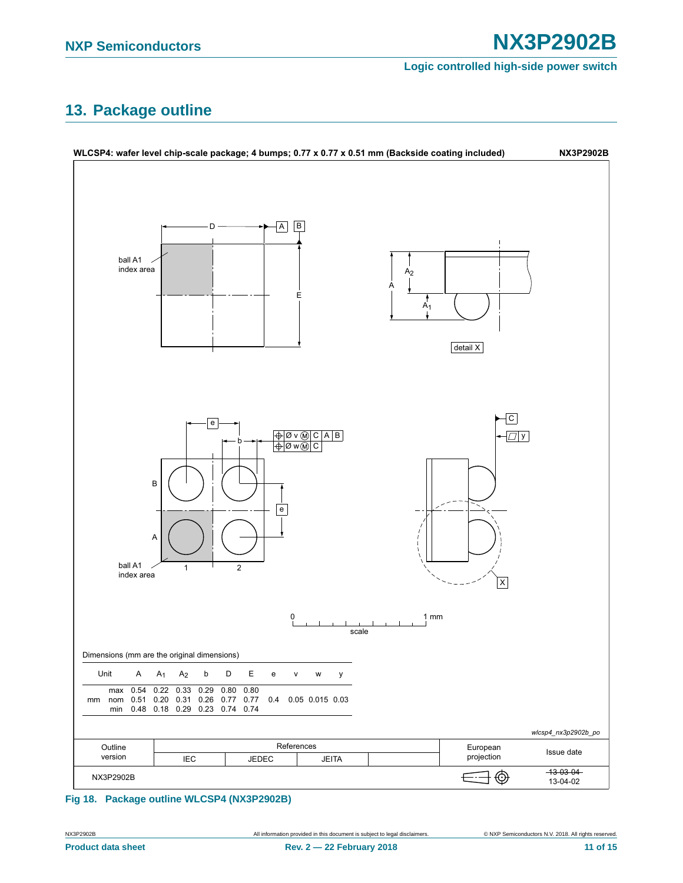## 13. Package outline

**WLCSP4: wafer level chip-scale package; 4 bumps; 0.77 x 0.77 x 0.51 mm (Backside coating included)** **NX3P2902B**

Dimensions (mm are the original dimensions)

| Unit | | A | $A_1$ | $A_2$ | b | D | E | e | v | w | y |
|---|---|---|---|---|---|---|---|---|---|---|---|
| mm | max | 0.54 | 0.22 | 0.33 | 0.29 | 0.80 | 0.80 | | | | |
| | nom | 0.51 | 0.20 | 0.31 | 0.26 | 0.77 | 0.77 | 0.4 | 0.05 | 0.015 | 0.03 |
| | min | 0.48 | 0.18 | 0.29 | 0.23 | 0.74 | 0.74 | | | | |

*wlcsp4_nx3p2902b_po*

| Outline version | References | | | | European projection | Issue date |
|---|---|---|---|---|---|---|
| | IEC | JEDEC | JEITA | | | |
| NX3P2902B | | | | | | ~~13-03-04~~ 13-04-02 |

**Fig 18. Package outline WLCSP4 (NX3P2902B)**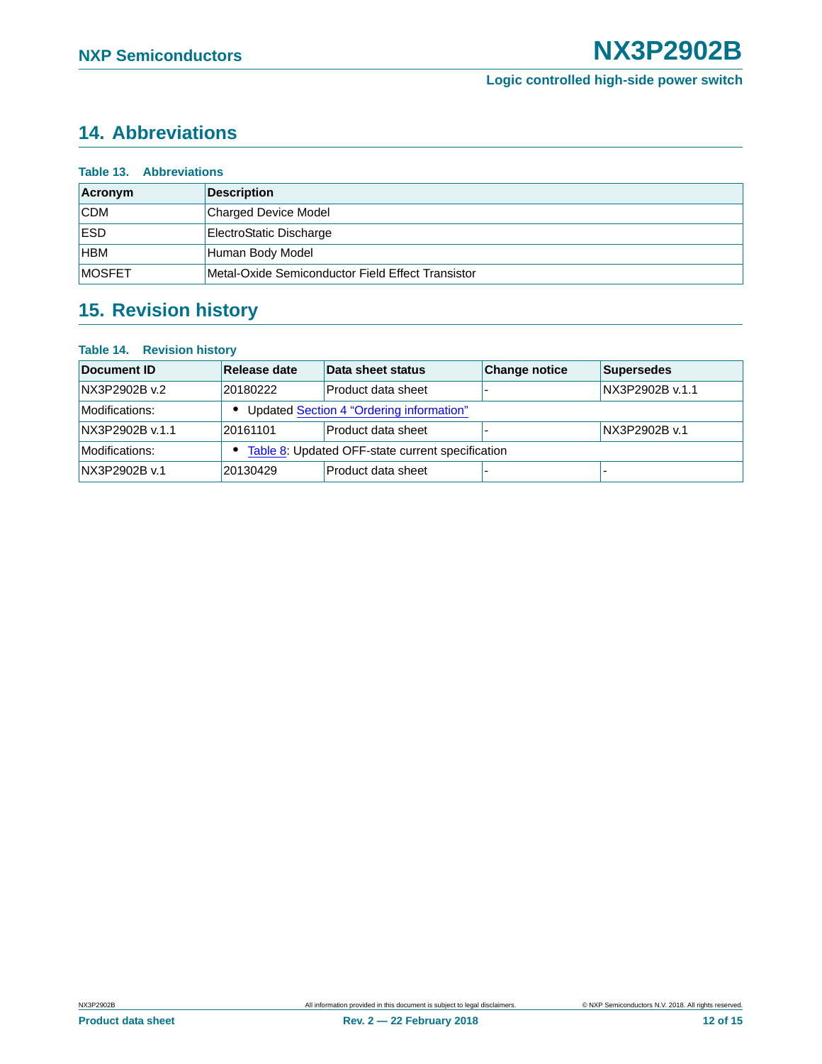## 14. Abbreviations

**Table 13. Abbreviations**

| Acronym | Description |
|---|---|
| CDM | Charged Device Model |
| ESD | ElectroStatic Discharge |
| HBM | Human Body Model |
| MOSFET | Metal-Oxide Semiconductor Field Effect Transistor |

## 15. Revision history

**Table 14. Revision history**

| Document ID | Release date | Data sheet status | Change notice | Supersedes |
|---|---|---|---|---|
| NX3P2902B v.2 | 20180222 | Product data sheet | - | NX3P2902B v.1.1 |
| Modifications: | • Updated Section 4 "Ordering information" | | | |
| NX3P2902B v.1.1 | 20161101 | Product data sheet | - | NX3P2902B v.1 |
| Modifications: | • Table 8: Updated OFF-state current specification | | | |
| NX3P2902B v.1 | 20130429 | Product data sheet | - | - |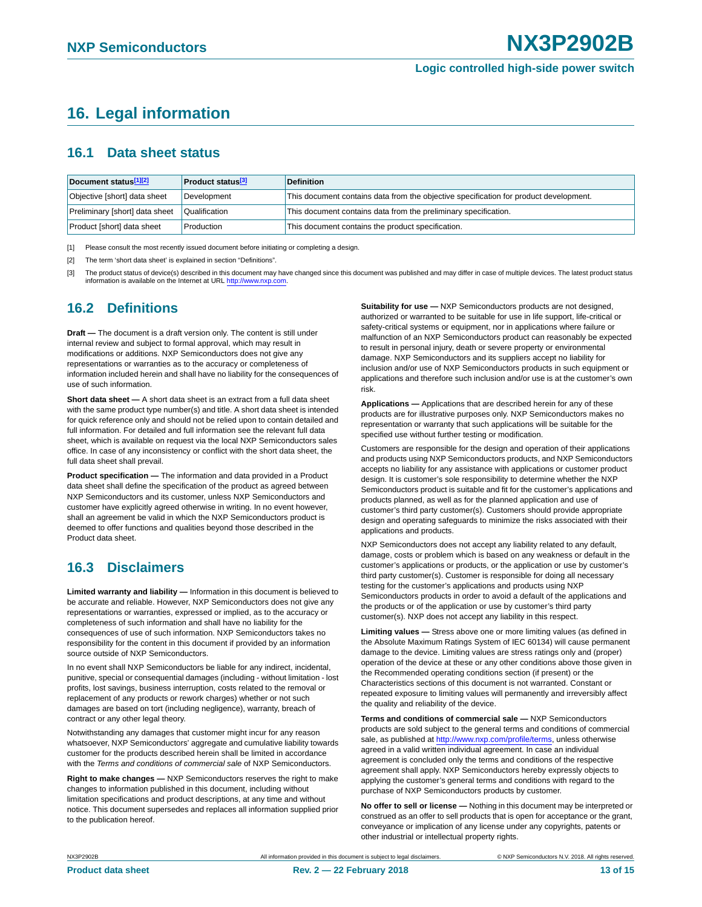# 16. Legal information

## 16.1 Data sheet status

| Document status[1][2] | Product status[3] | Definition |
|---|---|---|
| Objective [short] data sheet | Development | This document contains data from the objective specification for product development. |
| Preliminary [short] data sheet | Qualification | This document contains data from the preliminary specification. |
| Product [short] data sheet | Production | This document contains the product specification. |

[1] Please consult the most recently issued document before initiating or completing a design.

[2] The term 'short data sheet' is explained in section "Definitions".

[3] The product status of device(s) described in this document may have changed since this document was published and may differ in case of multiple devices. The latest product status information is available on the Internet at URL http://www.nxp.com.

## 16.2 Definitions

**Draft —** The document is a draft version only. The content is still under internal review and subject to formal approval, which may result in modifications or additions. NXP Semiconductors does not give any representations or warranties as to the accuracy or completeness of information included herein and shall have no liability for the consequences of use of such information.

**Short data sheet —** A short data sheet is an extract from a full data sheet with the same product type number(s) and title. A short data sheet is intended for quick reference only and should not be relied upon to contain detailed and full information. For detailed and full information see the relevant full data sheet, which is available on request via the local NXP Semiconductors sales office. In case of any inconsistency or conflict with the short data sheet, the full data sheet shall prevail.

**Product specification —** The information and data provided in a Product data sheet shall define the specification of the product as agreed between NXP Semiconductors and its customer, unless NXP Semiconductors and customer have explicitly agreed otherwise in writing. In no event however, shall an agreement be valid in which the NXP Semiconductors product is deemed to offer functions and qualities beyond those described in the Product data sheet.

## 16.3 Disclaimers

**Limited warranty and liability —** Information in this document is believed to be accurate and reliable. However, NXP Semiconductors does not give any representations or warranties, expressed or implied, as to the accuracy or completeness of such information and shall have no liability for the consequences of use of such information. NXP Semiconductors takes no responsibility for the content in this document if provided by an information source outside of NXP Semiconductors.

In no event shall NXP Semiconductors be liable for any indirect, incidental, punitive, special or consequential damages (including - without limitation - lost profits, lost savings, business interruption, costs related to the removal or replacement of any products or rework charges) whether or not such damages are based on tort (including negligence), warranty, breach of contract or any other legal theory.

Notwithstanding any damages that customer might incur for any reason whatsoever, NXP Semiconductors' aggregate and cumulative liability towards customer for the products described herein shall be limited in accordance with the *Terms and conditions of commercial sale* of NXP Semiconductors.

**Right to make changes —** NXP Semiconductors reserves the right to make changes to information published in this document, including without limitation specifications and product descriptions, at any time and without notice. This document supersedes and replaces all information supplied prior to the publication hereof.

**Suitability for use —** NXP Semiconductors products are not designed, authorized or warranted to be suitable for use in life support, life-critical or safety-critical systems or equipment, nor in applications where failure or malfunction of an NXP Semiconductors product can reasonably be expected to result in personal injury, death or severe property or environmental damage. NXP Semiconductors and its suppliers accept no liability for inclusion and/or use of NXP Semiconductors products in such equipment or applications and therefore such inclusion and/or use is at the customer's own risk.

**Applications —** Applications that are described herein for any of these products are for illustrative purposes only. NXP Semiconductors makes no representation or warranty that such applications will be suitable for the specified use without further testing or modification.

Customers are responsible for the design and operation of their applications and products using NXP Semiconductors products, and NXP Semiconductors accepts no liability for any assistance with applications or customer product design. It is customer's sole responsibility to determine whether the NXP Semiconductors product is suitable and fit for the customer's applications and products planned, as well as for the planned application and use of customer's third party customer(s). Customers should provide appropriate design and operating safeguards to minimize the risks associated with their applications and products.

NXP Semiconductors does not accept any liability related to any default, damage, costs or problem which is based on any weakness or default in the customer's applications or products, or the application or use by customer's third party customer(s). Customer is responsible for doing all necessary testing for the customer's applications and products using NXP Semiconductors products in order to avoid a default of the applications and the products or of the application or use by customer's third party customer(s). NXP does not accept any liability in this respect.

**Limiting values —** Stress above one or more limiting values (as defined in the Absolute Maximum Ratings System of IEC 60134) will cause permanent damage to the device. Limiting values are stress ratings only and (proper) operation of the device at these or any other conditions above those given in the Recommended operating conditions section (if present) or the Characteristics sections of this document is not warranted. Constant or repeated exposure to limiting values will permanently and irreversibly affect the quality and reliability of the device.

**Terms and conditions of commercial sale —** NXP Semiconductors products are sold subject to the general terms and conditions of commercial sale, as published at http://www.nxp.com/profile/terms, unless otherwise agreed in a valid written individual agreement. In case an individual agreement is concluded only the terms and conditions of the respective agreement shall apply. NXP Semiconductors hereby expressly objects to applying the customer's general terms and conditions with regard to the purchase of NXP Semiconductors products by customer.

**No offer to sell or license —** Nothing in this document may be interpreted or construed as an offer to sell products that is open for acceptance or the grant, conveyance or implication of any license under any copyrights, patents or other industrial or intellectual property rights.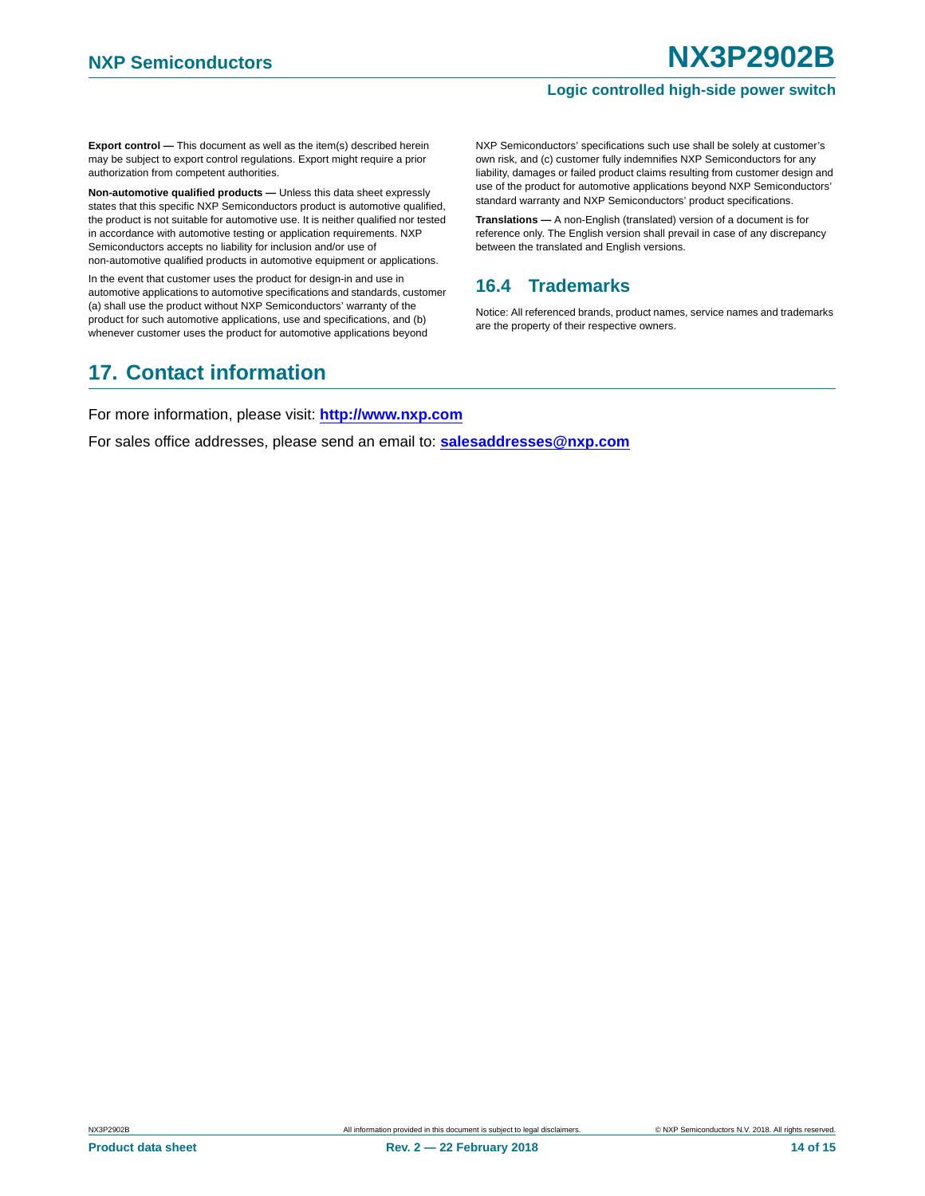**Export control —** This document as well as the item(s) described herein may be subject to export control regulations. Export might require a prior authorization from competent authorities.

**Non-automotive qualified products —** Unless this data sheet expressly states that this specific NXP Semiconductors product is automotive qualified, the product is not suitable for automotive use. It is neither qualified nor tested in accordance with automotive testing or application requirements. NXP Semiconductors accepts no liability for inclusion and/or use of non-automotive qualified products in automotive equipment or applications.

In the event that customer uses the product for design-in and use in automotive applications to automotive specifications and standards, customer (a) shall use the product without NXP Semiconductors' warranty of the product for such automotive applications, use and specifications, and (b) whenever customer uses the product for automotive applications beyond NXP Semiconductors' specifications such use shall be solely at customer's own risk, and (c) customer fully indemnifies NXP Semiconductors for any liability, damages or failed product claims resulting from customer design and use of the product for automotive applications beyond NXP Semiconductors' standard warranty and NXP Semiconductors' product specifications.

**Translations —** A non-English (translated) version of a document is for reference only. The English version shall prevail in case of any discrepancy between the translated and English versions.

### 16.4 Trademarks

Notice: All referenced brands, product names, service names and trademarks are the property of their respective owners.

## 17. Contact information

For more information, please visit: **http://www.nxp.com**

For sales office addresses, please send an email to: **salesaddresses@nxp.com**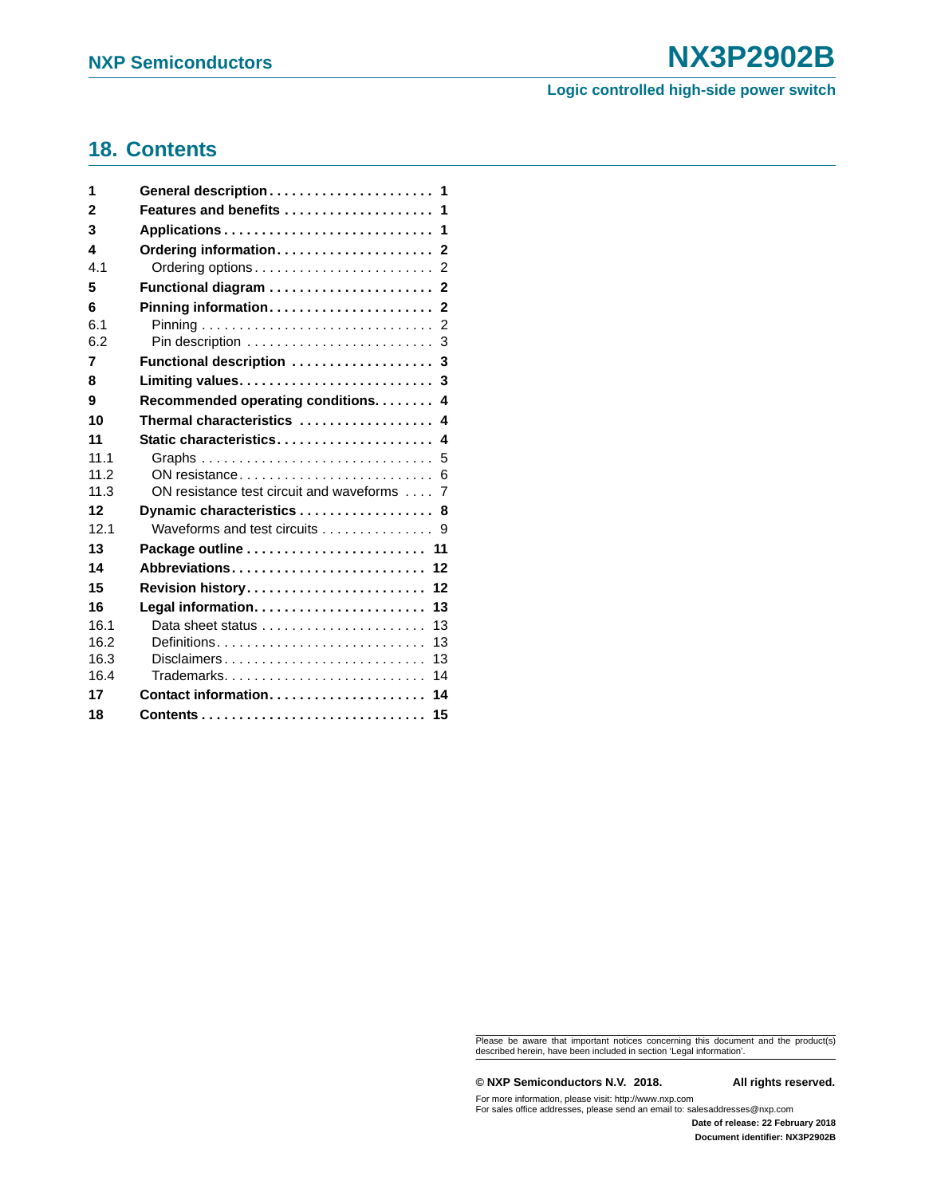## 18. Contents

| | | |
|---|---|---|
| **1** | **General description** | **1** |
| **2** | **Features and benefits** | **1** |
| **3** | **Applications** | **1** |
| **4** | **Ordering information** | **2** |
| 4.1 | Ordering options | 2 |
| **5** | **Functional diagram** | **2** |
| **6** | **Pinning information** | **2** |
| 6.1 | Pinning | 2 |
| 6.2 | Pin description | 3 |
| **7** | **Functional description** | **3** |
| **8** | **Limiting values** | **3** |
| **9** | **Recommended operating conditions** | **4** |
| **10** | **Thermal characteristics** | **4** |
| **11** | **Static characteristics** | **4** |
| 11.1 | Graphs | 5 |
| 11.2 | ON resistance | 6 |
| 11.3 | ON resistance test circuit and waveforms | 7 |
| **12** | **Dynamic characteristics** | **8** |
| 12.1 | Waveforms and test circuits | 9 |
| **13** | **Package outline** | **11** |
| **14** | **Abbreviations** | **12** |
| **15** | **Revision history** | **12** |
| **16** | **Legal information** | **13** |
| 16.1 | Data sheet status | 13 |
| 16.2 | Definitions | 13 |
| 16.3 | Disclaimers | 13 |
| 16.4 | Trademarks | 14 |
| **17** | **Contact information** | **14** |
| **18** | **Contents** | **15** |

Please be aware that important notices concerning this document and the product(s) described herein, have been included in section 'Legal information'.

**© NXP Semiconductors N.V. 2018. All rights reserved.**

For more information, please visit: http://www.nxp.com
For sales office addresses, please send an email to: salesaddresses@nxp.com

**Date of release: 22 February 2018**

**Document identifier: NX3P2902B**